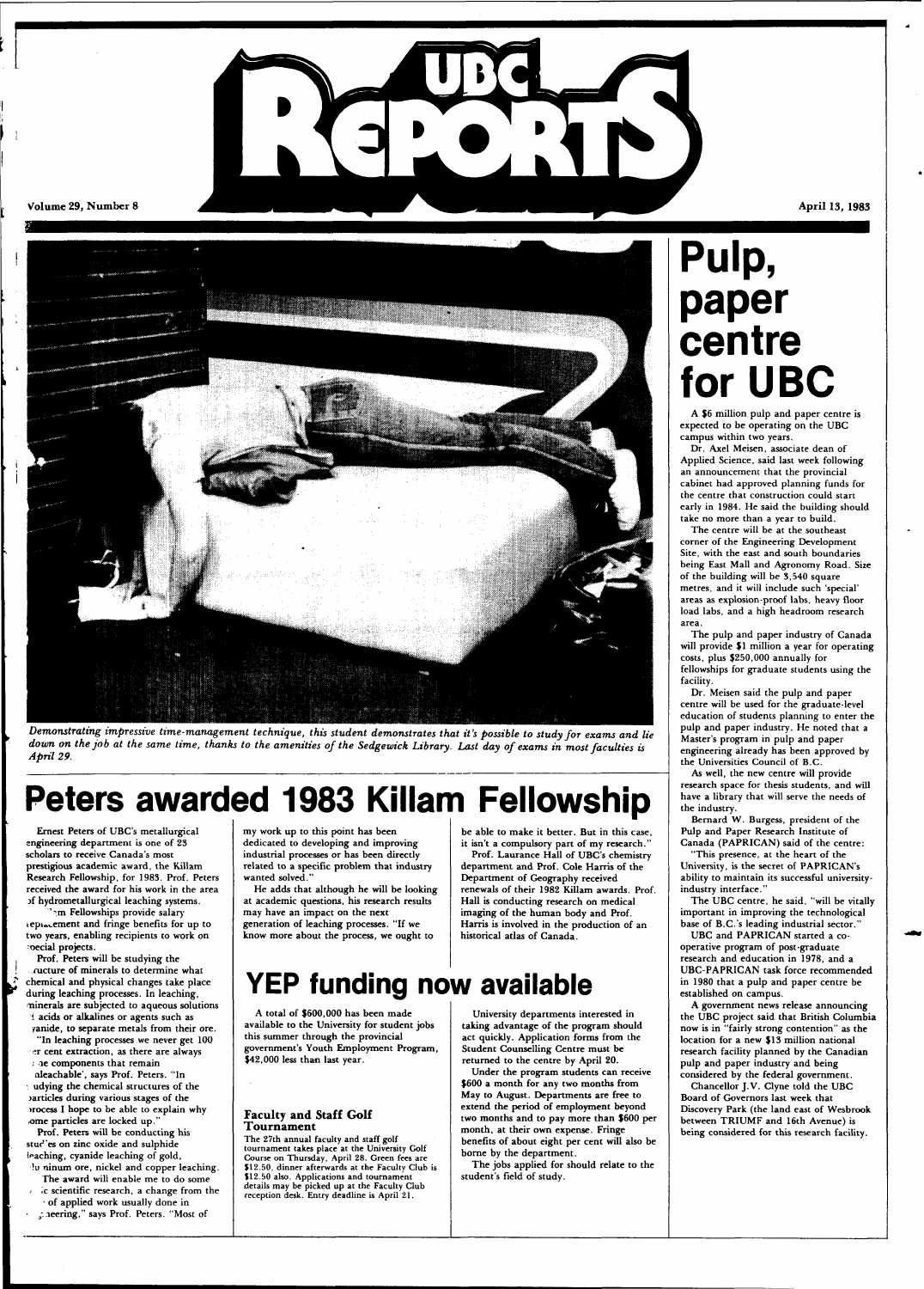# UBC Reports

Volume 29, Number 8 — April 13, 1983

*Demonstrating impressive time-management technique, this student demonstrates that it's possible to study for exams and lie down on the job at the same time, thanks to the amenities of the Sedgewick Library. Last day of exams in most faculties is April 29.*

# Pulp, paper centre for UBC

A $6 million pulp and paper centre is expected to be operating on the UBC campus within two years.

Dr. Axel Meisen, associate dean of Applied Science, said last week following an announcement that the provincial cabinet had approved planning funds for the centre that construction could start early in 1984. He said the building should take no more than a year to build.

The centre will be at the southeast corner of the Engineering Development Site, with the east and south boundaries being East Mall and Agronomy Road. Size of the building will be 3,540 square metres, and it will include such 'special' areas as explosion-proof labs, heavy floor load labs, and a high headroom research area.

The pulp and paper industry of Canada will provide $1 million a year for operating costs, plus $250,000 annually for fellowships for graduate students using the facility.

Dr. Meisen said the pulp and paper centre will be used for the graduate-level education of students planning to enter the pulp and paper industry. He noted that a Master's program in pulp and paper engineering already has been approved by the Universities Council of B.C.

As well, the new centre will provide research space for thesis students, and will have a library that will serve the needs of the industry.

Bernard W. Burgess, president of the Pulp and Paper Research Institute of Canada (PAPRICAN) said of the centre:

"This presence, at the heart of the University, is the secret of PAPRICAN's ability to maintain its successful university-industry interface."

The UBC centre, he said, "will be vitally important in improving the technological base of B.C.'s leading industrial sector."

UBC and PAPRICAN started a co-operative program of post-graduate research and education in 1978, and a UBC-PAPRICAN task force recommended in 1980 that a pulp and paper centre be established on campus.

A government news release announcing the UBC project said that British Columbia now is in "fairly strong contention" as the location for a new $13 million national research facility planned by the Canadian pulp and paper industry and being considered by the federal government.

Chancellor J.V. Clyne told the UBC Board of Governors last week that Discovery Park (the land east of Wesbrook between TRIUMF and 16th Avenue) is being considered for this research facility.

# Peters awarded 1983 Killam Fellowship

Ernest Peters of UBC's metallurgical engineering department is one of 23 scholars to receive Canada's most prestigious academic award, the Killam Research Fellowship, for 1983. Prof. Peters received the award for his work in the area of hydrometallurgical leaching systems.

Killam Fellowships provide salary replacement and fringe benefits for up to two years, enabling recipients to work on special projects.

Prof. Peters will be studying the structure of minerals to determine what chemical and physical changes take place during leaching processes. In leaching, minerals are subjected to aqueous solutions of acids or alkalines or agents such as cyanide, to separate metals from their ore.

"In leaching processes we never get 100 per cent extraction, as there are always some components that remain unleachable', says Prof. Peters. "In studying the chemical structures of the particles during various stages of the process I hope to be able to explain why some particles are locked up."

Prof. Peters will be conducting his studies on zinc oxide and sulphide leaching, cyanide leaching of gold, aluminum ore, nickel and copper leaching.

The award will enable me to do some basic scientific research, a change from the type of applied work usually done in engineering," says Prof. Peters. "Most of my work up to this point has been dedicated to developing and improving industrial processes or has been directly related to a specific problem that industry wanted solved."

He adds that although he will be looking at academic questions, his research results may have an impact on the next generation of leaching processes. "If we know more about the process, we ought to be able to make it better. But in this case, it isn't a compulsory part of my research."

Prof. Laurance Hall of UBC's chemistry department and Prof. Cole Harris of the Department of Geography received renewals of their 1982 Killam awards. Prof. Hall is conducting research on medical imaging of the human body and Prof. Harris is involved in the production of an historical atlas of Canada.

# YEP funding now available

A total of $600,000 has been made available to the University for student jobs this summer through the provincial government's Youth Employment Program, $42,000 less than last year.

University departments interested in taking advantage of the program should act quickly. Application forms from the Student Counselling Centre must be returned to the centre by April 20.

Under the program students can receive $600 a month for any two months from May to August. Departments are free to extend the period of employment beyond two months and to pay more than $600 per month, at their own expense. Fringe benefits of about eight per cent will also be borne by the department.

The jobs applied for should relate to the student's field of study.

### Faculty and Staff Golf Tournament

The 27th annual faculty and staff golf tournament takes place at the University Golf Course on Thursday, April 28. Green fees are $12.50, dinner afterwards at the Faculty Club is $12.50 also. Applications and tournament details may be picked up at the Faculty Club reception desk. Entry deadline is April 21.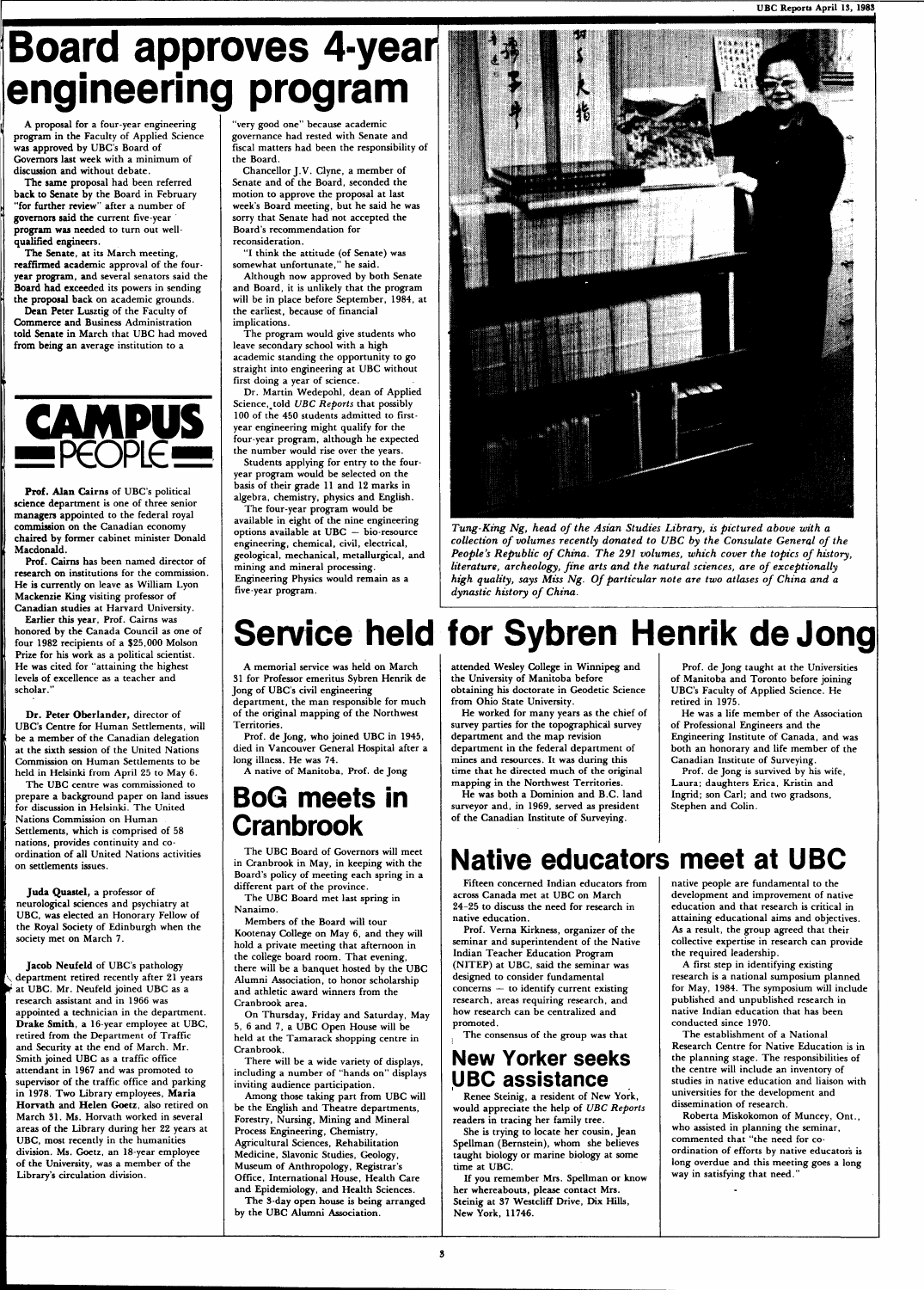# Board approves 4-year engineering program

A proposal for a four-year engineering program in the Faculty of Applied Science was approved by UBC's Board of Governors last week with a minimum of discussion and without debate.

The same proposal had been referred back to Senate by the Board in February "for further review" after a number of governors said the current five-year program was needed to turn out well-qualified engineers.

The Senate, at its March meeting, reaffirmed academic approval of the four-year program, and several senators said the Board had exceeded its powers in sending the proposal back on academic grounds.

Dean Peter Lusztig of the Faculty of Commerce and Business Administration told Senate in March that UBC had moved from being an average institution to a "very good one" because academic governance had rested with Senate and fiscal matters had been the responsibility of the Board.

Chancellor J.V. Clyne, a member of Senate and of the Board, seconded the motion to approve the proposal at last week's Board meeting, but he said he was sorry that Senate had not accepted the Board's recommendation for reconsideration.

"I think the attitude (of Senate) was somewhat unfortunate," he said.

Although now approved by both Senate and Board, it is unlikely that the program will be in place before September, 1984, at the earliest, because of financial implications.

The program would give students who leave secondary school with a high academic standing the opportunity to go straight into engineering at UBC without first doing a year of science.

Dr. Martin Wedepohl, dean of Applied Science, told *UBC Reports* that possibly 100 of the 450 students admitted to first-year engineering might qualify for the four-year program, although he expected the number would rise over the years.

Students applying for entry to the four-year program would be selected on the basis of their grade 11 and 12 marks in algebra, chemistry, physics and English.

The four-year program would be available in eight of the nine engineering options available at UBC — bio-resource engineering, chemical, civil, electrical, geological, mechanical, metallurgical, and mining and mineral processing. Engineering Physics would remain as a five-year program.

*Tung-King Ng, head of the Asian Studies Library, is pictured above with a collection of volumes recently donated to UBC by the Consulate General of the People's Republic of China. The 291 volumes, which cover the topics of history, literature, archeology, fine arts and the natural sciences, are of exceptionally high quality, says Miss Ng. Of particular note are two atlases of China and a dynastic history of China.*

# CAMPUS PEOPLE

**Prof. Alan Cairns** of UBC's political science department is one of three senior managers appointed to the federal royal commission on the Canadian economy chaired by former cabinet minister Donald Macdonald.

Prof. Cairns has been named director of research on institutions for the commission. He is currently on leave as William Lyon Mackenzie King visiting professor of Canadian studies at Harvard University.

Earlier this year, Prof. Cairns was honored by the Canada Council as one of four 1982 recipients of a $25,000 Molson Prize for his work as a political scientist. He was cited for "attaining the highest levels of excellence as a teacher and scholar."

**Dr. Peter Oberlander,** director of UBC's Centre for Human Settlements, will be a member of the Canadian delegation at the sixth session of the United Nations Commission on Human Settlements to be held in Helsinki from April 25 to May 6.

The UBC centre was commissioned to prepare a background paper on land issues for discussion in Helsinki. The United Nations Commission on Human Settlements, which is comprised of 58 nations, provides continuity and co-ordination of all United Nations activities on settlements issues.

**Juda Quastel,** a professor of neurological sciences and psychiatry at UBC, was elected an Honorary Fellow of the Royal Society of Edinburgh when the society met on March 7.

**Jacob Neufeld** of UBC's pathology department retired recently after 21 years at UBC. Mr. Neufeld joined UBC as a research assistant and in 1966 was appointed a technician in the department. **Drake Smith,** a 16-year employee at UBC, retired from the Department of Traffic and Security at the end of March. Mr. Smith joined UBC as a traffic office attendant in 1967 and was promoted to supervisor of the traffic office and parking in 1978. Two Library employees, **Maria Horvath** and **Helen Goetz,** also retired on March 31. Ms. Horvath worked in several areas of the Library during her 22 years at UBC, most recently in the humanities division. Ms. Goetz, an 18-year employee of the University, was a member of the Library's circulation division.

# Service held for Sybren Henrik de Jong

A memorial service was held on March 31 for Professor emeritus Sybren Henrik de Jong of UBC's civil engineering department, the man responsible for much of the original mapping of the Northwest Territories.

Prof. de Jong, who joined UBC in 1945, died in Vancouver General Hospital after a long illness. He was 74.

A native of Manitoba, Prof. de Jong attended Wesley College in Winnipeg and the University of Manitoba before obtaining his doctorate in Geodetic Science from Ohio State University.

He worked for many years as the chief of survey parties for the topographical survey department and the map revision department in the federal department of mines and resources. It was during this time that he directed much of the original mapping in the Northwest Territories.

He was both a Dominion and B.C. land surveyor and, in 1969, served as president of the Canadian Institute of Surveying.

Prof. de Jong taught at the Universities of Manitoba and Toronto before joining UBC's Faculty of Applied Science. He retired in 1975.

He was a life member of the Association of Professional Engineers and the Engineering Institute of Canada, and was both an honorary and life member of the Canadian Institute of Surveying.

Prof. de Jong is survived by his wife, Laura; daughters Erica, Kristin and Ingrid; son Carl; and two gradsons, Stephen and Colin.

# BoG meets in Cranbrook

The UBC Board of Governors will meet in Cranbrook in May, in keeping with the Board's policy of meeting each spring in a different part of the province.

The UBC Board met last spring in Nanaimo.

Members of the Board will tour Kootenay College on May 6, and they will hold a private meeting that afternoon in the college board room. That evening, there will be a banquet hosted by the UBC Alumni Association, to honor scholarship and athletic award winners from the Cranbrook area.

On Thursday, Friday and Saturday, May 5, 6 and 7, a UBC Open House will be held at the Tamarack shopping centre in Cranbrook.

There will be a wide variety of displays, including a number of "hands on" displays inviting audience participation.

Among those taking part from UBC will be the English and Theatre departments, Forestry, Nursing, Mining and Mineral Process Engineering, Chemistry, Agricultural Sciences, Rehabilitation Medicine, Slavonic Studies, Geology, Museum of Anthropology, Registrar's Office, International House, Health Care and Epidemiology, and Health Sciences.

The 3-day open house is being arranged by the UBC Alumni Association.

# Native educators meet at UBC

Fifteen concerned Indian educators from across Canada met at UBC on March 24-25 to discuss the need for research in native education.

Prof. Verna Kirkness, organizer of the seminar and superintendent of the Native Indian Teacher Education Program (NITEP) at UBC, said the seminar was designed to consider fundamental concerns — to identify current existing research, areas requiring research, and how research can be centralized and promoted.

The consensus of the group was that native people are fundamental to the development and improvement of native education and that research is critical in attaining educational aims and objectives. As a result, the group agreed that their collective expertise in research can provide the required leadership.

A first step in identifying existing research is a national symposium planned for May, 1984. The symposium will include published and unpublished research in native Indian education that has been conducted since 1970.

The establishment of a National Research Centre for Native Education is in the planning stage. The responsibilities of the centre will include an inventory of studies in native education and liaison with universities for the development and dissemination of research.

Roberta Miskokomon of Muncey, Ont., who assisted in planning the seminar, commented that "the need for co-ordination of efforts by native educators is long overdue and this meeting goes a long way in satisfying that need."

# New Yorker seeks UBC assistance

Renee Steinig, a resident of New York, would appreciate the help of *UBC Reports* readers in tracing her family tree.

She is trying to locate her cousin, Jean Spellman (Bernstein), whom she believes taught biology or marine biology at some time at UBC.

If you remember Mrs. Spellman or know her whereabouts, please contact Mrs. Steinig at 37 Westcliff Drive, Dix Hills, New York, 11746.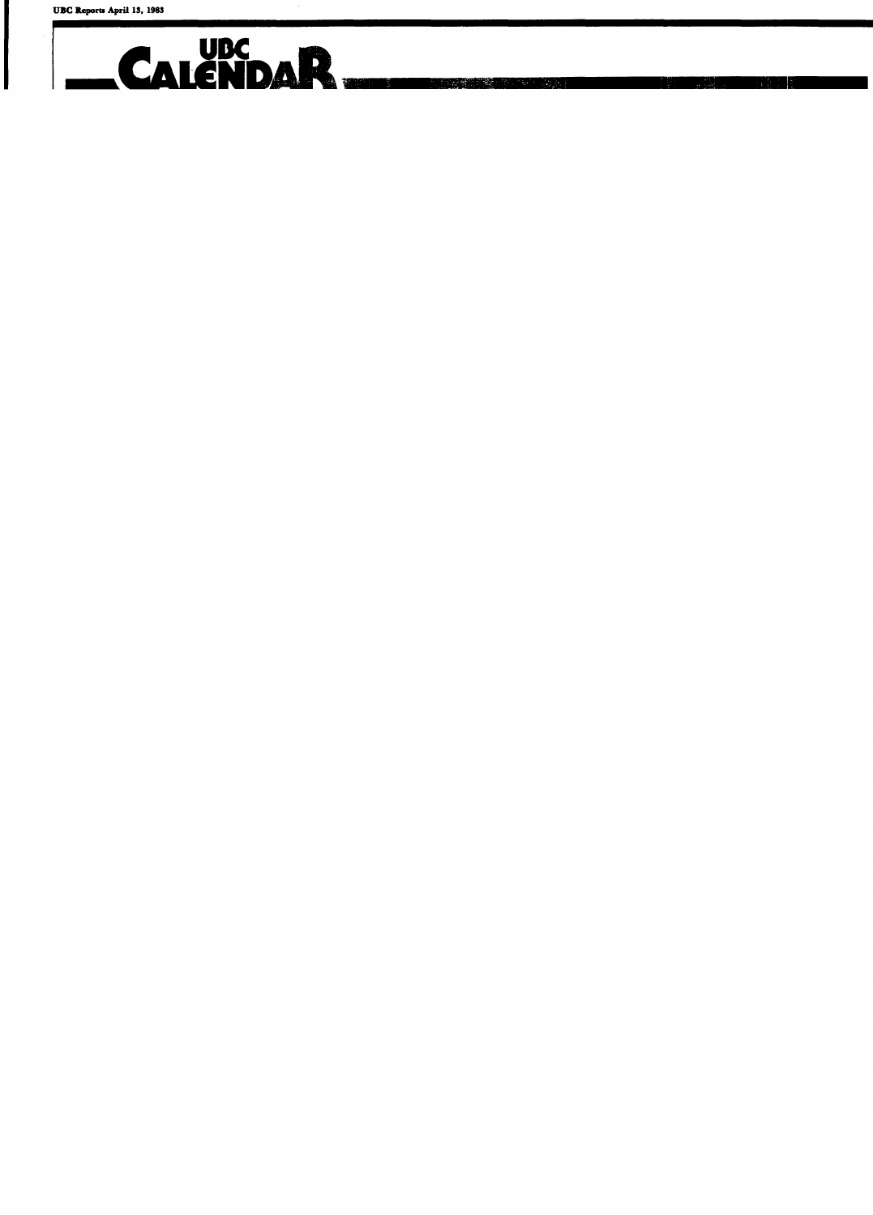# UBC CALENDAR